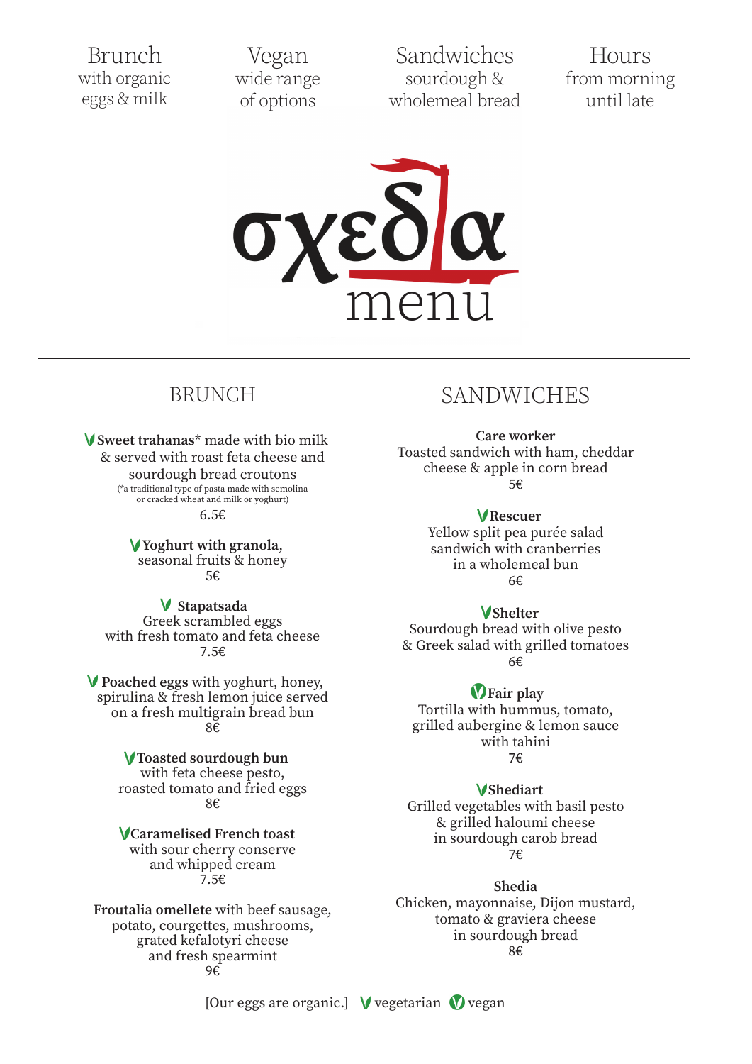**Brunch**
with organic eggs & milk

**Vegan**
wide range of options

**Sandwiches**
sourdough & wholemeal bread

**Hours**
from morning until late

# σχεδία menu

---

## BRUNCH

V **Sweet trahanas*** made with bio milk & served with roast feta cheese and sourdough bread croutons
(*a traditional type of pasta made with semolina or cracked wheat and milk or yoghurt)
6.5€

V **Yoghurt with granola**, seasonal fruits & honey
5€

V **Stapatsada**
Greek scrambled eggs with fresh tomato and feta cheese
7.5€

V **Poached eggs** with yoghurt, honey, spirulina & fresh lemon juice served on a fresh multigrain bread bun
8€

V **Toasted sourdough bun**
with feta cheese pesto, roasted tomato and fried eggs
8€

V **Caramelised French toast**
with sour cherry conserve and whipped cream
7.5€

**Froutalia omellete** with beef sausage, potato, courgettes, mushrooms, grated kefalotyri cheese and fresh spearmint
9€

## SANDWICHES

**Care worker**
Toasted sandwich with ham, cheddar cheese & apple in corn bread
5€

V **Rescuer**
Yellow split pea purée salad sandwich with cranberries in a wholemeal bun
6€

V **Shelter**
Sourdough bread with olive pesto & Greek salad with grilled tomatoes
6€

(V) **Fair play**
Tortilla with hummus, tomato, grilled aubergine & lemon sauce with tahini
7€

V **Shediart**
Grilled vegetables with basil pesto & grilled haloumi cheese in sourdough carob bread
7€

**Shedia**
Chicken, mayonnaise, Dijon mustard, tomato & graviera cheese in sourdough bread
8€

[Our eggs are organic.] V vegetarian (V) vegan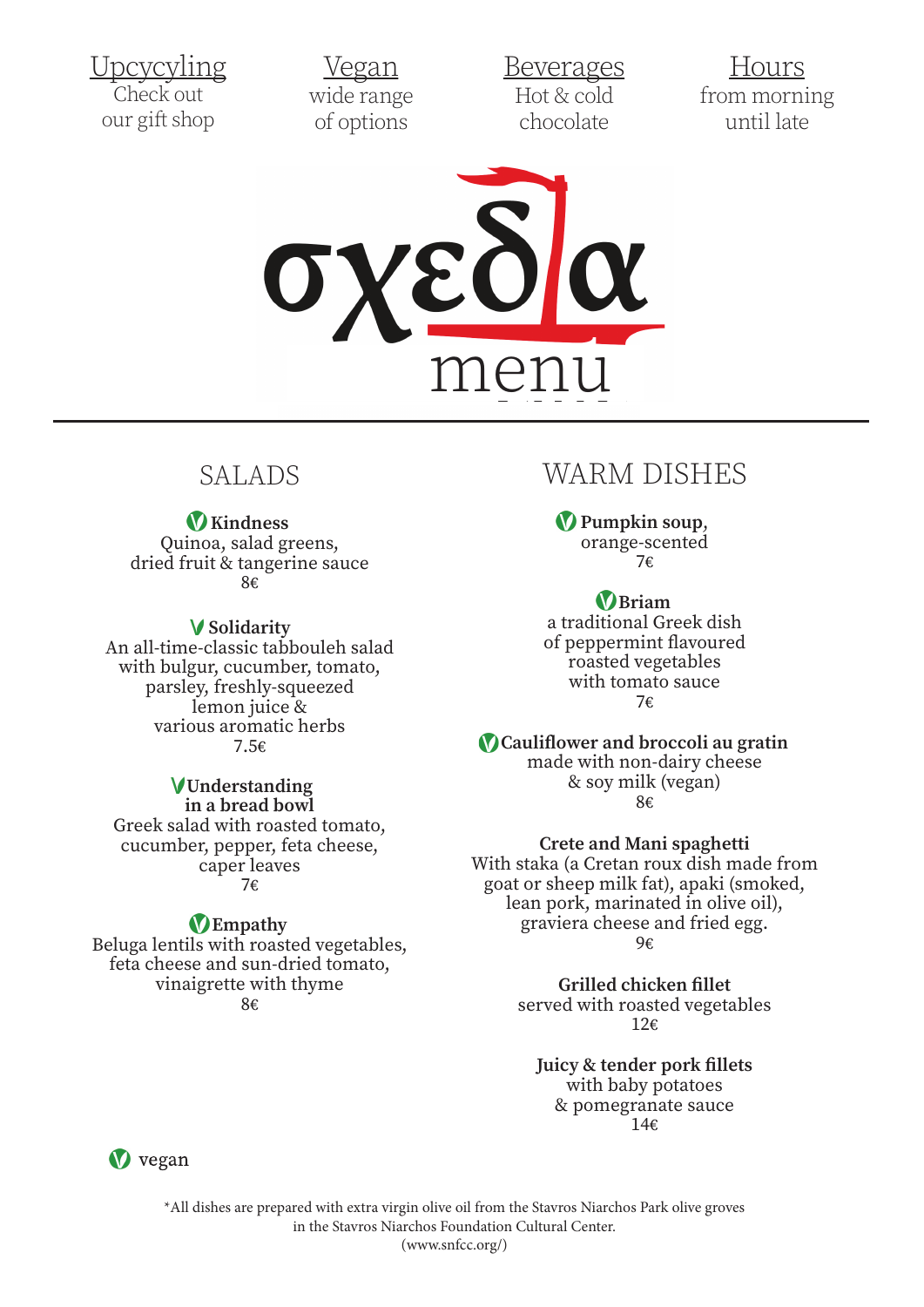**Upcycling**
Check out our gift shop

**Vegan**
wide range of options

**Beverages**
Hot & cold chocolate

**Hours**
from morning until late

# σχεδία menu

## SALADS

**Kindness** (vegan)
Quinoa, salad greens, dried fruit & tangerine sauce
8€

**Solidarity** (vegan)
An all-time-classic tabbouleh salad with bulgur, cucumber, tomato, parsley, freshly-squeezed lemon juice & various aromatic herbs
7.5€

**Understanding in a bread bowl** (vegan)
Greek salad with roasted tomato, cucumber, pepper, feta cheese, caper leaves
7€

**Empathy** (vegan)
Beluga lentils with roasted vegetables, feta cheese and sun-dried tomato, vinaigrette with thyme
8€

## WARM DISHES

**Pumpkin soup**, (vegan)
orange-scented
7€

**Briam** (vegan)
a traditional Greek dish of peppermint flavoured roasted vegetables with tomato sauce
7€

**Cauliflower and broccoli au gratin** (vegan)
made with non-dairy cheese & soy milk (vegan)
8€

**Crete and Mani spaghetti**
With staka (a Cretan roux dish made from goat or sheep milk fat), apaki (smoked, lean pork, marinated in olive oil), graviera cheese and fried egg.
9€

**Grilled chicken fillet**
served with roasted vegetables
12€

**Juicy & tender pork fillets**
with baby potatoes & pomegranate sauce
14€

(V) vegan

*All dishes are prepared with extra virgin olive oil from the Stavros Niarchos Park olive groves in the Stavros Niarchos Foundation Cultural Center.
(www.snfcc.org/)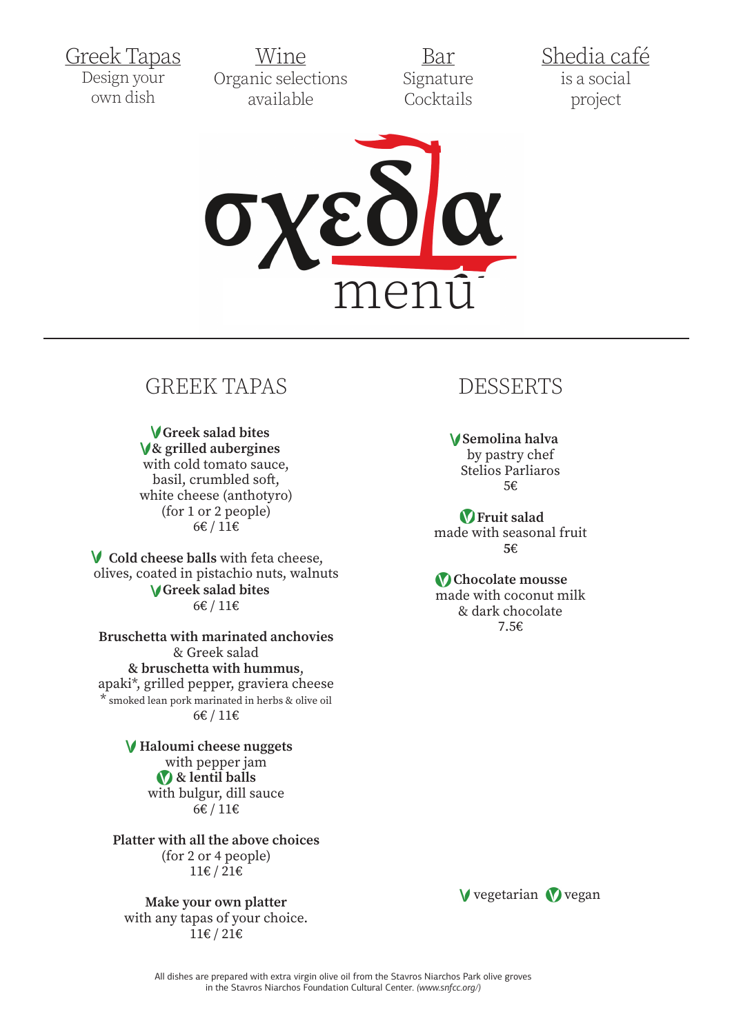**Greek Tapas**
Design your own dish

**Wine**
Organic selections available

**Bar**
Signature Cocktails

**Shedia café**
is a social project

# σχεδία menu

## GREEK TAPAS

**Greek salad bites**
**& grilled aubergines**
with cold tomato sauce, basil, crumbled soft, white cheese (anthotyro)
(for 1 or 2 people)
6€ / 11€

**Cold cheese balls** with feta cheese, olives, coated in pistachio nuts, walnuts
**Greek salad bites**
6€ / 11€

**Bruschetta with marinated anchovies**
& Greek salad
**& bruschetta with hummus,**
apaki*, grilled pepper, graviera cheese
* smoked lean pork marinated in herbs & olive oil
6€ / 11€

**Haloumi cheese nuggets**
with pepper jam
**& lentil balls**
with bulgur, dill sauce
6€ / 11€

**Platter with all the above choices**
(for 2 or 4 people)
11€ / 21€

**Make your own platter**
with any tapas of your choice.
11€ / 21€

## DESSERTS

**Semolina halva**
by pastry chef Stelios Parliaros
5€

**Fruit salad**
made with seasonal fruit
**5€**

**Chocolate mousse**
made with coconut milk & dark chocolate
7.5€

V vegetarian (V) vegan

All dishes are prepared with extra virgin olive oil from the Stavros Niarchos Park olive groves in the Stavros Niarchos Foundation Cultural Center. *(www.snfcc.org/)*